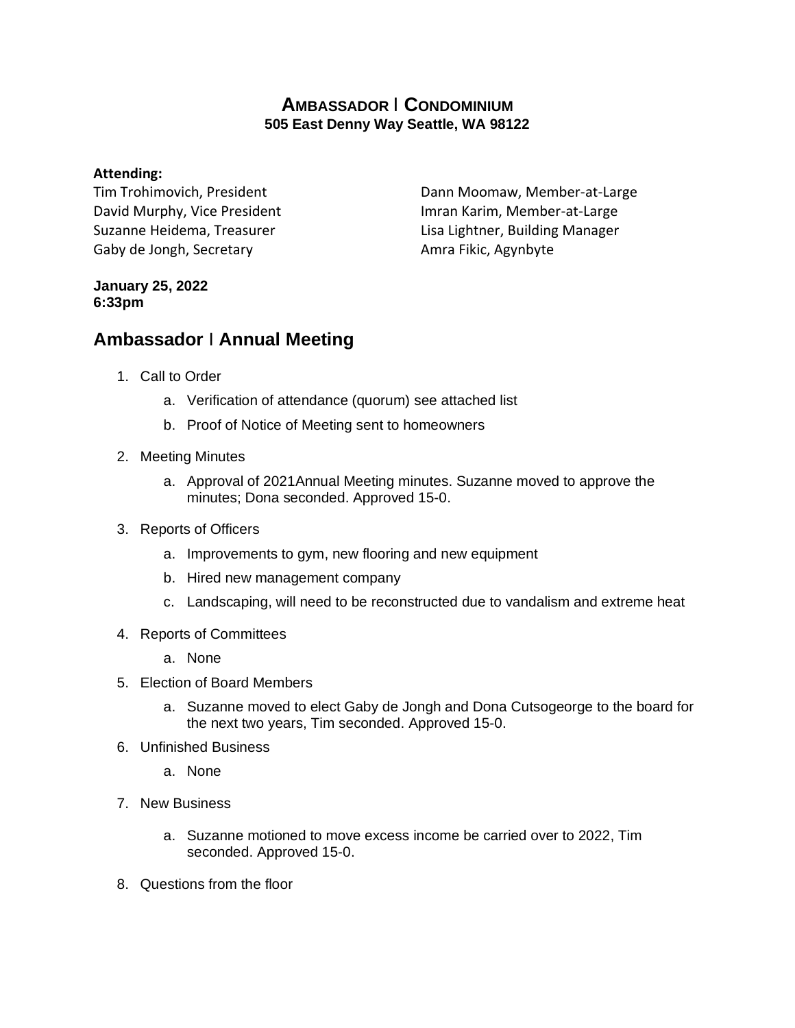# AMBASSADOR | CONDOMINIUM

**505 East Denny Way Seattle, WA 98122**

**Attending:**

Tim Trohimovich, President
David Murphy, Vice President
Suzanne Heidema, Treasurer
Gaby de Jongh, Secretary
Dann Moomaw, Member-at-Large
Imran Karim, Member-at-Large
Lisa Lightner, Building Manager
Amra Fikic, Agynbyte

**January 25, 2022**
**6:33pm**

## Ambassador | Annual Meeting

1. Call to Order
   a. Verification of attendance (quorum) see attached list
   b. Proof of Notice of Meeting sent to homeowners
2. Meeting Minutes
   a. Approval of 2021Annual Meeting minutes. Suzanne moved to approve the minutes; Dona seconded. Approved 15-0.
3. Reports of Officers
   a. Improvements to gym, new flooring and new equipment
   b. Hired new management company
   c. Landscaping, will need to be reconstructed due to vandalism and extreme heat
4. Reports of Committees
   a. None
5. Election of Board Members
   a. Suzanne moved to elect Gaby de Jongh and Dona Cutsogeorge to the board for the next two years, Tim seconded. Approved 15-0.
6. Unfinished Business
   a. None
7. New Business
   a. Suzanne motioned to move excess income be carried over to 2022, Tim seconded. Approved 15-0.
8. Questions from the floor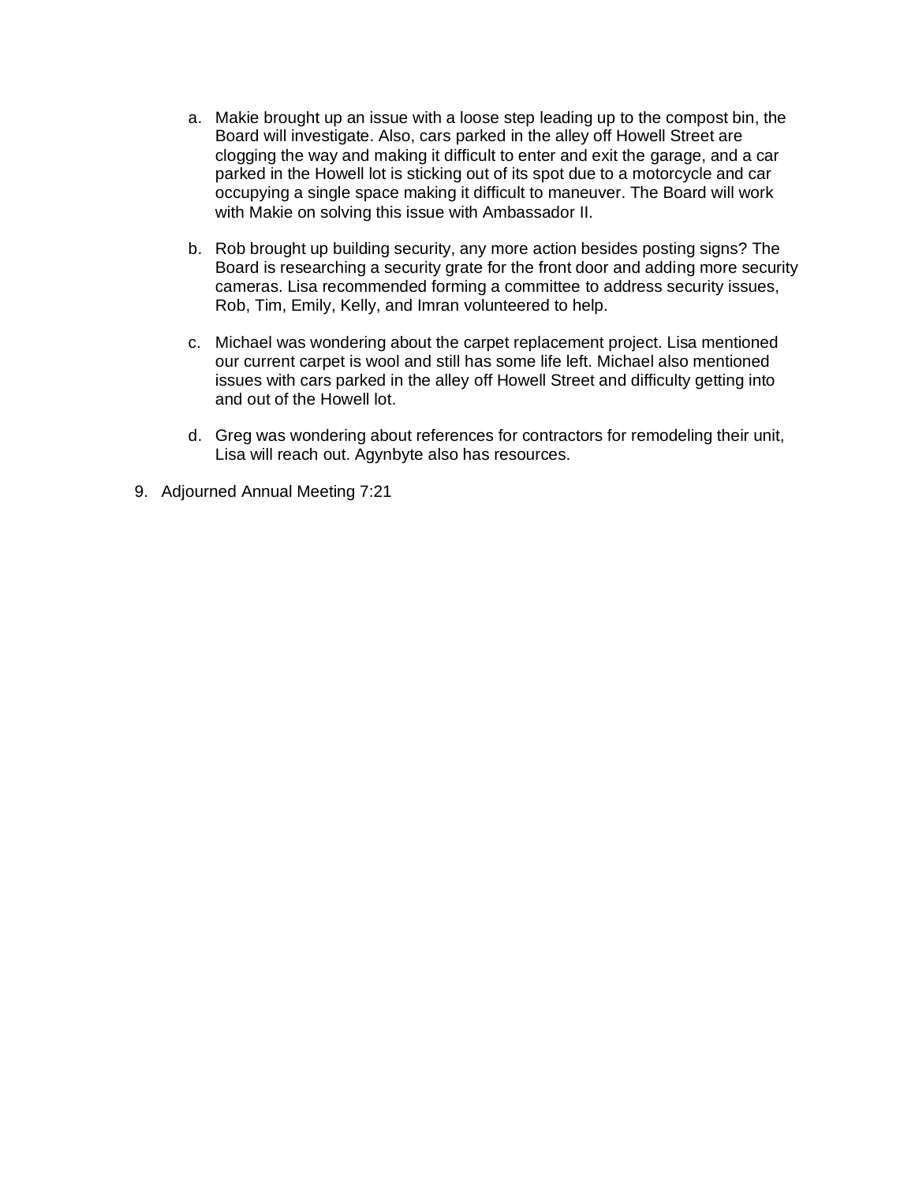a. Makie brought up an issue with a loose step leading up to the compost bin, the Board will investigate. Also, cars parked in the alley off Howell Street are clogging the way and making it difficult to enter and exit the garage, and a car parked in the Howell lot is sticking out of its spot due to a motorcycle and car occupying a single space making it difficult to maneuver. The Board will work with Makie on solving this issue with Ambassador II.

b. Rob brought up building security, any more action besides posting signs? The Board is researching a security grate for the front door and adding more security cameras. Lisa recommended forming a committee to address security issues, Rob, Tim, Emily, Kelly, and Imran volunteered to help.

c. Michael was wondering about the carpet replacement project. Lisa mentioned our current carpet is wool and still has some life left. Michael also mentioned issues with cars parked in the alley off Howell Street and difficulty getting into and out of the Howell lot.

d. Greg was wondering about references for contractors for remodeling their unit, Lisa will reach out. Agynbyte also has resources.

9. Adjourned Annual Meeting 7:21